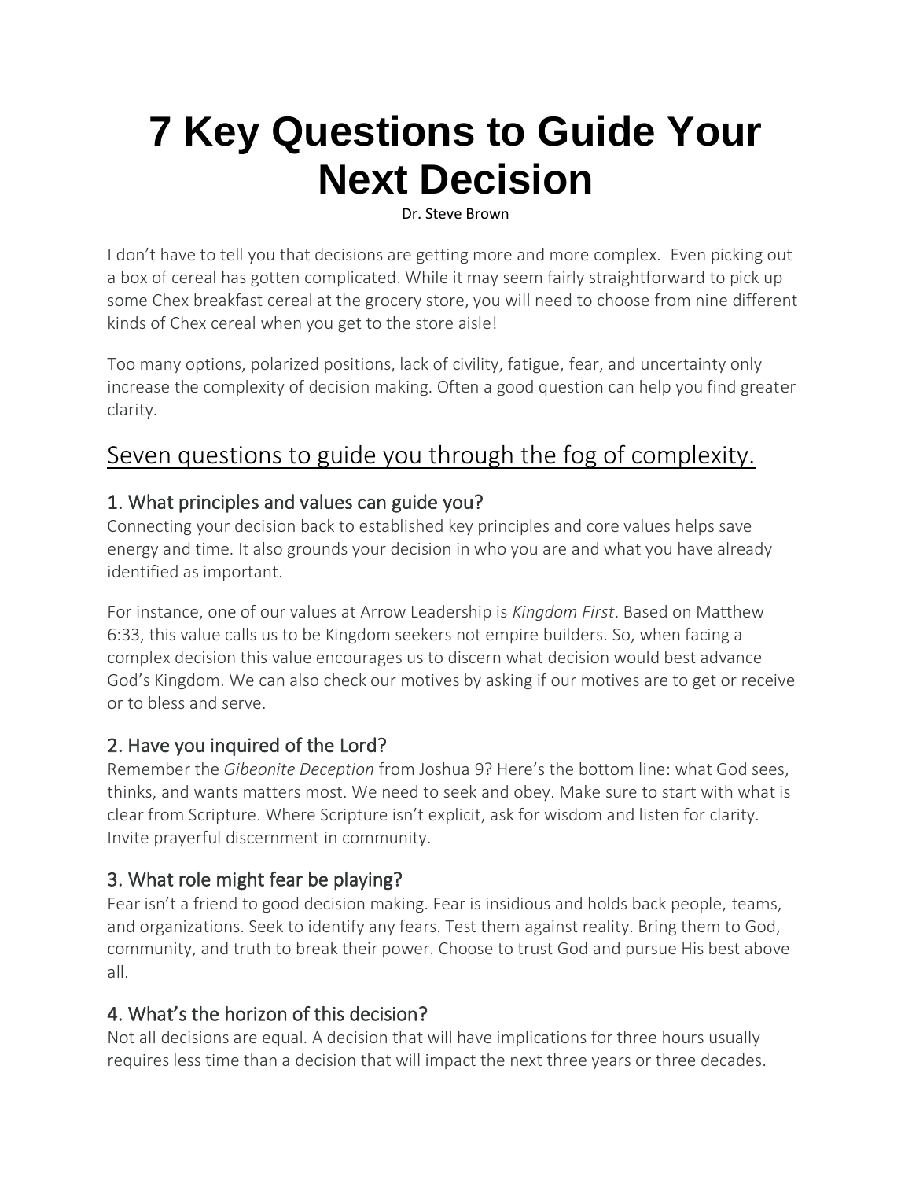# 7 Key Questions to Guide Your Next Decision

Dr. Steve Brown

I don't have to tell you that decisions are getting more and more complex. Even picking out a box of cereal has gotten complicated. While it may seem fairly straightforward to pick up some Chex breakfast cereal at the grocery store, you will need to choose from nine different kinds of Chex cereal when you get to the store aisle!

Too many options, polarized positions, lack of civility, fatigue, fear, and uncertainty only increase the complexity of decision making. Often a good question can help you find greater clarity.

## Seven questions to guide you through the fog of complexity.

### 1. What principles and values can guide you?

Connecting your decision back to established key principles and core values helps save energy and time. It also grounds your decision in who you are and what you have already identified as important.

For instance, one of our values at Arrow Leadership is *Kingdom First*. Based on Matthew 6:33, this value calls us to be Kingdom seekers not empire builders. So, when facing a complex decision this value encourages us to discern what decision would best advance God's Kingdom. We can also check our motives by asking if our motives are to get or receive or to bless and serve.

### 2. Have you inquired of the Lord?

Remember the *Gibeonite Deception* from Joshua 9? Here's the bottom line: what God sees, thinks, and wants matters most. We need to seek and obey. Make sure to start with what is clear from Scripture. Where Scripture isn't explicit, ask for wisdom and listen for clarity. Invite prayerful discernment in community.

### 3. What role might fear be playing?

Fear isn't a friend to good decision making. Fear is insidious and holds back people, teams, and organizations. Seek to identify any fears. Test them against reality. Bring them to God, community, and truth to break their power. Choose to trust God and pursue His best above all.

### 4. What's the horizon of this decision?

Not all decisions are equal. A decision that will have implications for three hours usually requires less time than a decision that will impact the next three years or three decades.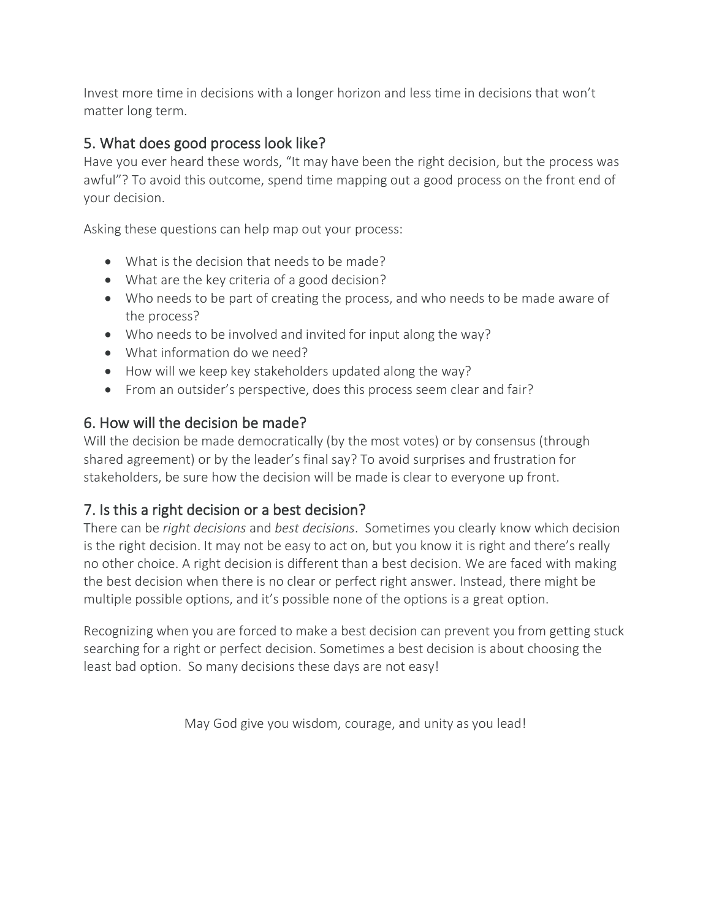Invest more time in decisions with a longer horizon and less time in decisions that won't matter long term.

## 5. What does good process look like?

Have you ever heard these words, "It may have been the right decision, but the process was awful"? To avoid this outcome, spend time mapping out a good process on the front end of your decision.

Asking these questions can help map out your process:

- What is the decision that needs to be made?
- What are the key criteria of a good decision?
- Who needs to be part of creating the process, and who needs to be made aware of the process?
- Who needs to be involved and invited for input along the way?
- What information do we need?
- How will we keep key stakeholders updated along the way?
- From an outsider's perspective, does this process seem clear and fair?

## 6. How will the decision be made?

Will the decision be made democratically (by the most votes) or by consensus (through shared agreement) or by the leader's final say? To avoid surprises and frustration for stakeholders, be sure how the decision will be made is clear to everyone up front.

## 7. Is this a right decision or a best decision?

There can be *right decisions* and *best decisions*. Sometimes you clearly know which decision is the right decision. It may not be easy to act on, but you know it is right and there's really no other choice. A right decision is different than a best decision. We are faced with making the best decision when there is no clear or perfect right answer. Instead, there might be multiple possible options, and it's possible none of the options is a great option.

Recognizing when you are forced to make a best decision can prevent you from getting stuck searching for a right or perfect decision. Sometimes a best decision is about choosing the least bad option. So many decisions these days are not easy!

May God give you wisdom, courage, and unity as you lead!